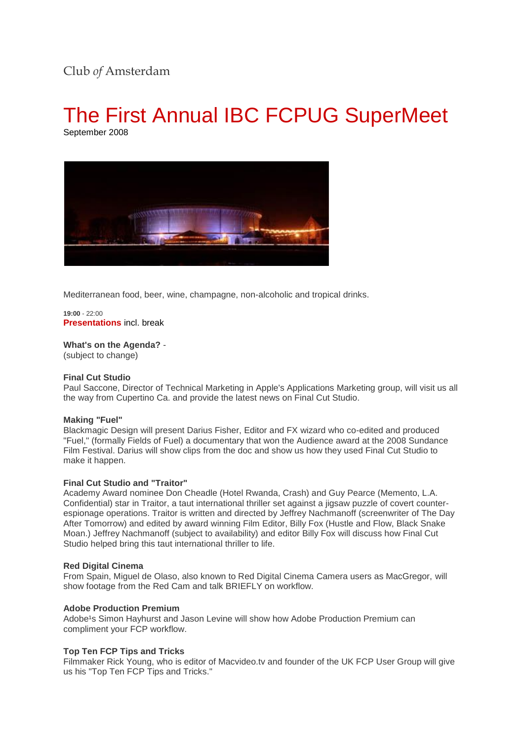Club *of* Amsterdam

# The First Annual IBC FCPUG SuperMeet

September 2008

Mediterranean food, beer, wine, champagne, non-alcoholic and tropical drinks.

**19:00** - 22:00
**Presentations** incl. break

**What's on the Agenda?** -
(subject to change)

**Final Cut Studio**
Paul Saccone, Director of Technical Marketing in Apple's Applications Marketing group, will visit us all the way from Cupertino Ca. and provide the latest news on Final Cut Studio.

**Making "Fuel"**
Blackmagic Design will present Darius Fisher, Editor and FX wizard who co-edited and produced "Fuel," (formally Fields of Fuel) a documentary that won the Audience award at the 2008 Sundance Film Festival. Darius will show clips from the doc and show us how they used Final Cut Studio to make it happen.

**Final Cut Studio and "Traitor"**
Academy Award nominee Don Cheadle (Hotel Rwanda, Crash) and Guy Pearce (Memento, L.A. Confidential) star in Traitor, a taut international thriller set against a jigsaw puzzle of covert counter-espionage operations. Traitor is written and directed by Jeffrey Nachmanoff (screenwriter of The Day After Tomorrow) and edited by award winning Film Editor, Billy Fox (Hustle and Flow, Black Snake Moan.) Jeffrey Nachmanoff (subject to availability) and editor Billy Fox will discuss how Final Cut Studio helped bring this taut international thriller to life.

**Red Digital Cinema**
From Spain, Miguel de Olaso, also known to Red Digital Cinema Camera users as MacGregor, will show footage from the Red Cam and talk BRIEFLY on workflow.

**Adobe Production Premium**
Adobe¹s Simon Hayhurst and Jason Levine will show how Adobe Production Premium can compliment your FCP workflow.

**Top Ten FCP Tips and Tricks**
Filmmaker Rick Young, who is editor of Macvideo.tv and founder of the UK FCP User Group will give us his "Top Ten FCP Tips and Tricks."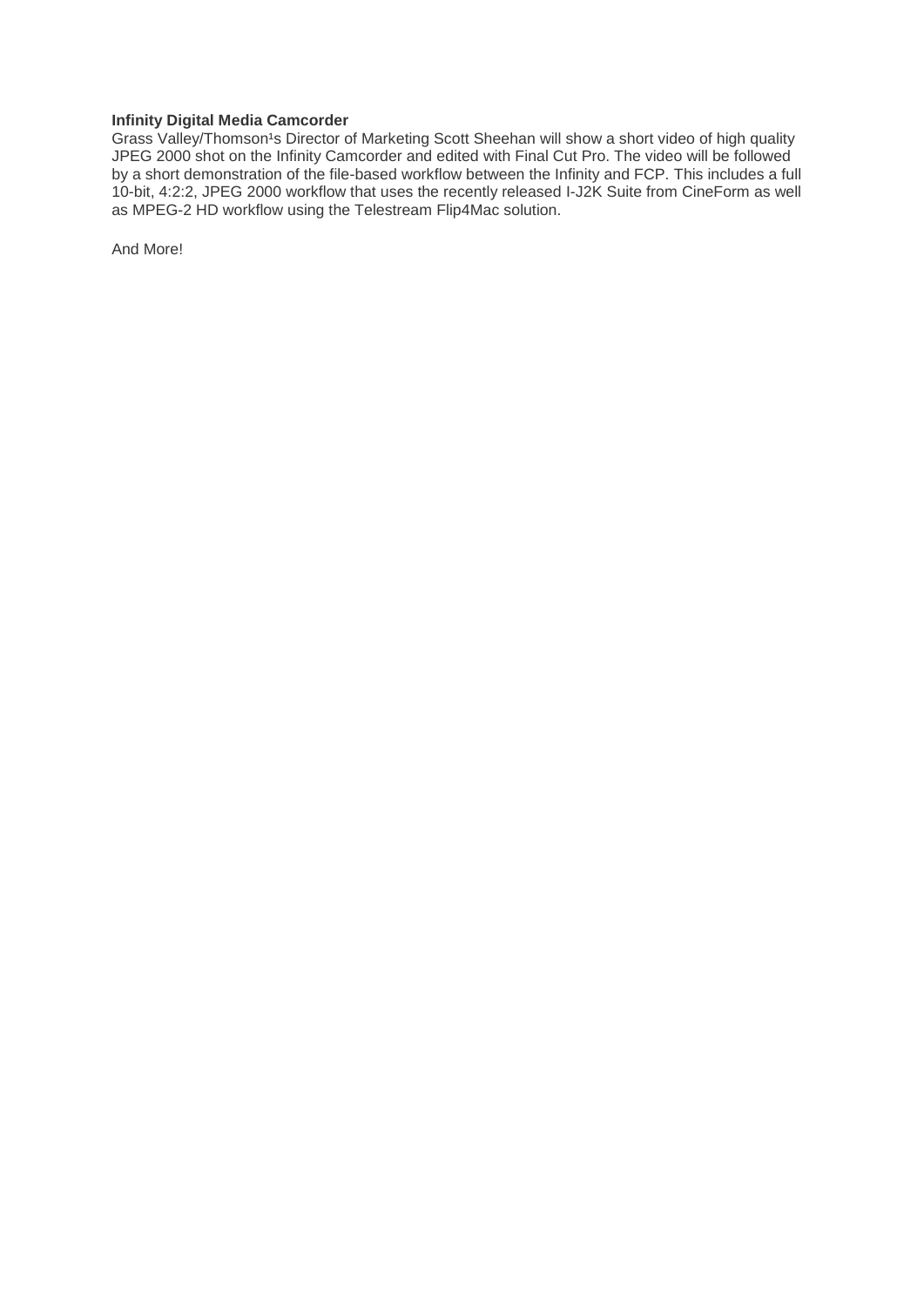**Infinity Digital Media Camcorder**
Grass Valley/Thomson¹s Director of Marketing Scott Sheehan will show a short video of high quality JPEG 2000 shot on the Infinity Camcorder and edited with Final Cut Pro. The video will be followed by a short demonstration of the file-based workflow between the Infinity and FCP. This includes a full 10-bit, 4:2:2, JPEG 2000 workflow that uses the recently released I-J2K Suite from CineForm as well as MPEG-2 HD workflow using the Telestream Flip4Mac solution.

And More!